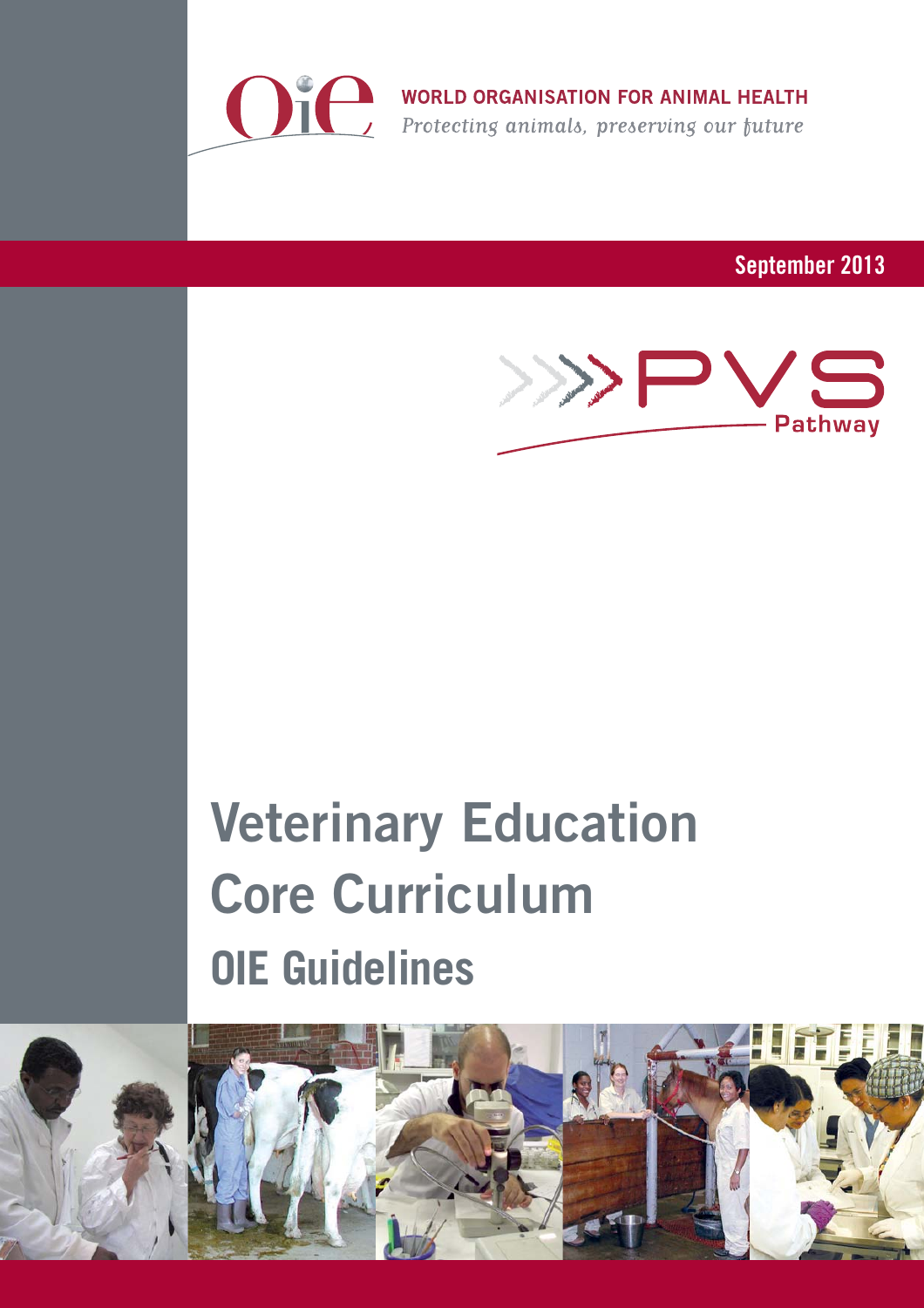WORLD ORGANISATION FOR ANIMAL HEALTH

*Protecting animals, preserving our future*

**September 2013**

PVS Pathway

# Veterinary Education Core Curriculum

## OIE Guidelines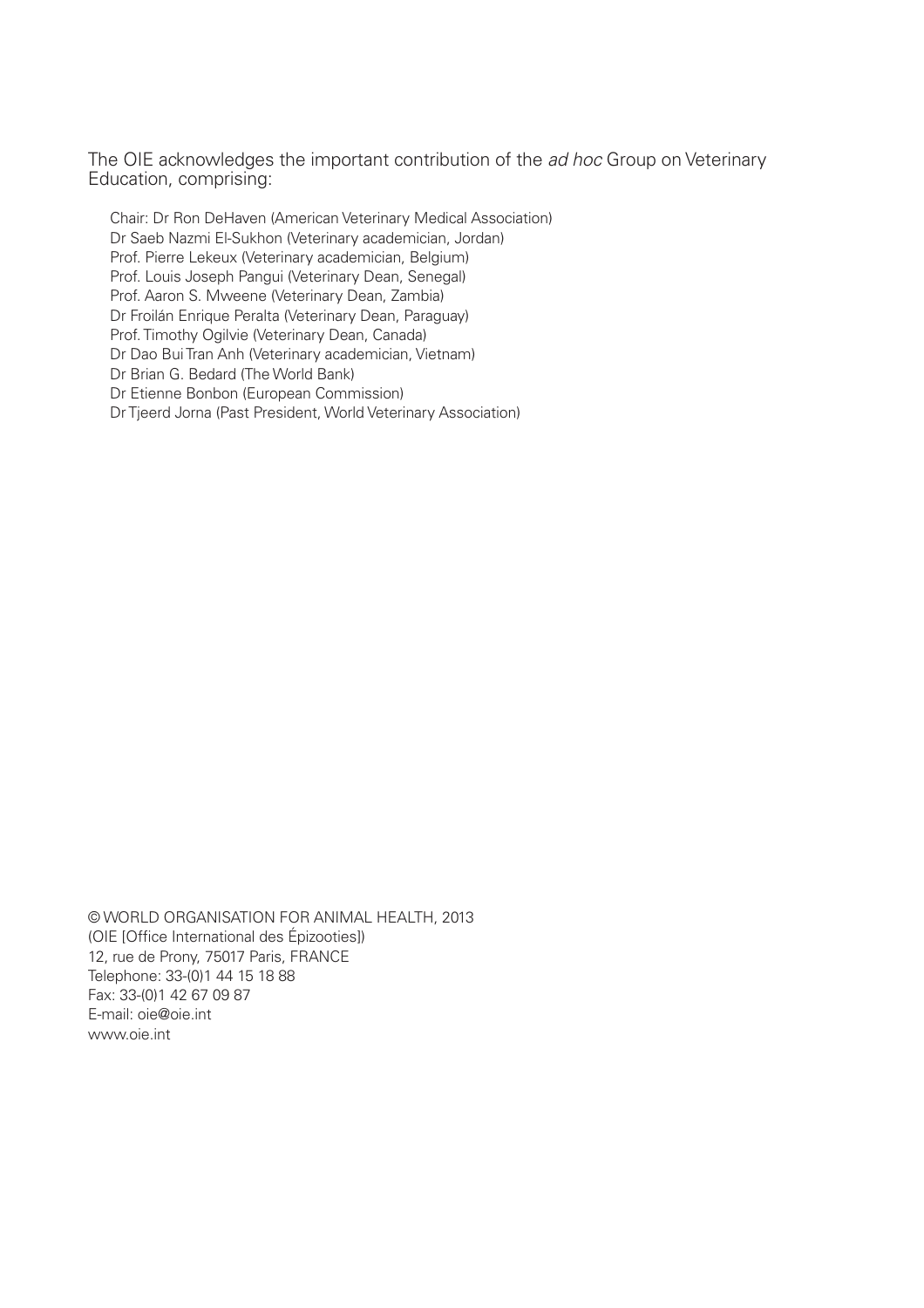The OIE acknowledges the important contribution of the *ad hoc* Group on Veterinary Education, comprising:

Chair: Dr Ron DeHaven (American Veterinary Medical Association)
Dr Saeb Nazmi El-Sukhon (Veterinary academician, Jordan)
Prof. Pierre Lekeux (Veterinary academician, Belgium)
Prof. Louis Joseph Pangui (Veterinary Dean, Senegal)
Prof. Aaron S. Mweene (Veterinary Dean, Zambia)
Dr Froilán Enrique Peralta (Veterinary Dean, Paraguay)
Prof. Timothy Ogilvie (Veterinary Dean, Canada)
Dr Dao Bui Tran Anh (Veterinary academician, Vietnam)
Dr Brian G. Bedard (The World Bank)
Dr Etienne Bonbon (European Commission)
Dr Tjeerd Jorna (Past President, World Veterinary Association)

© WORLD ORGANISATION FOR ANIMAL HEALTH, 2013
(OIE [Office International des Épizooties])
12, rue de Prony, 75017 Paris, FRANCE
Telephone: 33-(0)1 44 15 18 88
Fax: 33-(0)1 42 67 09 87
E-mail: oie@oie.int
www.oie.int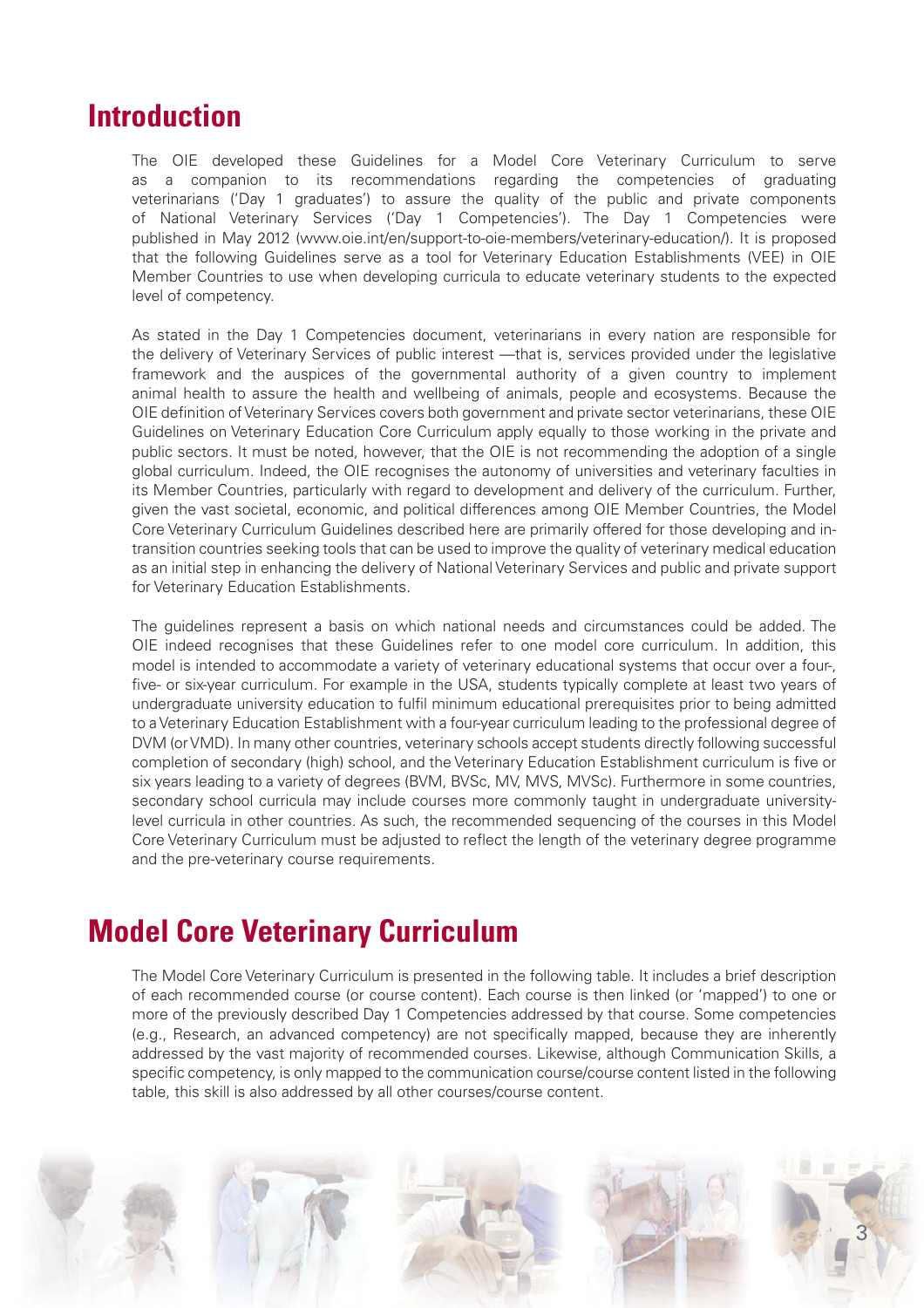## Introduction

The OIE developed these Guidelines for a Model Core Veterinary Curriculum to serve as a companion to its recommendations regarding the competencies of graduating veterinarians ('Day 1 graduates') to assure the quality of the public and private components of National Veterinary Services ('Day 1 Competencies'). The Day 1 Competencies were published in May 2012 (www.oie.int/en/support-to-oie-members/veterinary-education/). It is proposed that the following Guidelines serve as a tool for Veterinary Education Establishments (VEE) in OIE Member Countries to use when developing curricula to educate veterinary students to the expected level of competency.

As stated in the Day 1 Competencies document, veterinarians in every nation are responsible for the delivery of Veterinary Services of public interest —that is, services provided under the legislative framework and the auspices of the governmental authority of a given country to implement animal health to assure the health and wellbeing of animals, people and ecosystems. Because the OIE definition of Veterinary Services covers both government and private sector veterinarians, these OIE Guidelines on Veterinary Education Core Curriculum apply equally to those working in the private and public sectors. It must be noted, however, that the OIE is not recommending the adoption of a single global curriculum. Indeed, the OIE recognises the autonomy of universities and veterinary faculties in its Member Countries, particularly with regard to development and delivery of the curriculum. Further, given the vast societal, economic, and political differences among OIE Member Countries, the Model Core Veterinary Curriculum Guidelines described here are primarily offered for those developing and in-transition countries seeking tools that can be used to improve the quality of veterinary medical education as an initial step in enhancing the delivery of National Veterinary Services and public and private support for Veterinary Education Establishments.

The guidelines represent a basis on which national needs and circumstances could be added. The OIE indeed recognises that these Guidelines refer to one model core curriculum. In addition, this model is intended to accommodate a variety of veterinary educational systems that occur over a four-, five- or six-year curriculum. For example in the USA, students typically complete at least two years of undergraduate university education to fulfil minimum educational prerequisites prior to being admitted to a Veterinary Education Establishment with a four-year curriculum leading to the professional degree of DVM (or VMD). In many other countries, veterinary schools accept students directly following successful completion of secondary (high) school, and the Veterinary Education Establishment curriculum is five or six years leading to a variety of degrees (BVM, BVSc, MV, MVS, MVSc). Furthermore in some countries, secondary school curricula may include courses more commonly taught in undergraduate university-level curricula in other countries. As such, the recommended sequencing of the courses in this Model Core Veterinary Curriculum must be adjusted to reflect the length of the veterinary degree programme and the pre-veterinary course requirements.

## Model Core Veterinary Curriculum

The Model Core Veterinary Curriculum is presented in the following table. It includes a brief description of each recommended course (or course content). Each course is then linked (or 'mapped') to one or more of the previously described Day 1 Competencies addressed by that course. Some competencies (e.g., Research, an advanced competency) are not specifically mapped, because they are inherently addressed by the vast majority of recommended courses. Likewise, although Communication Skills, a specific competency, is only mapped to the communication course/course content listed in the following table, this skill is also addressed by all other courses/course content.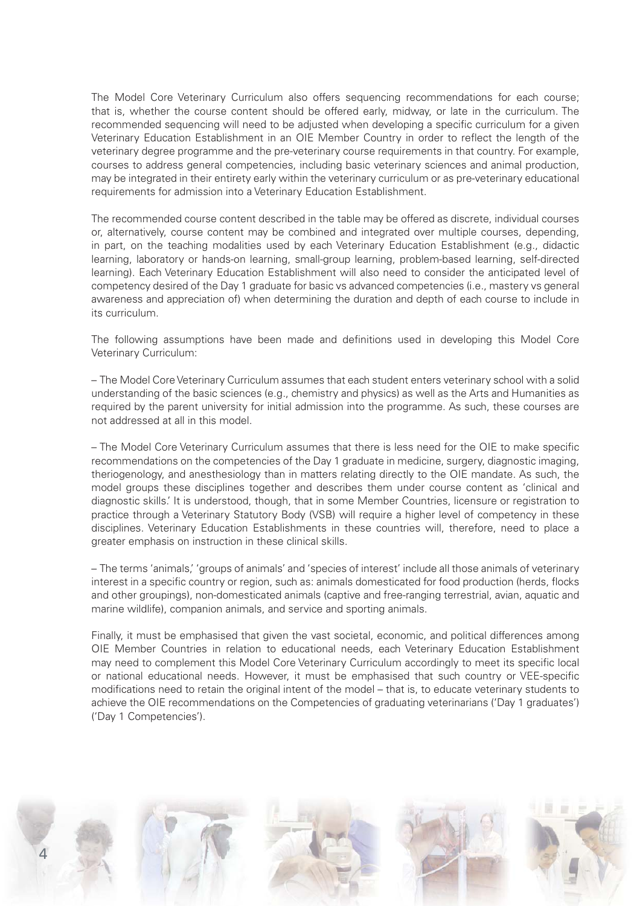The Model Core Veterinary Curriculum also offers sequencing recommendations for each course; that is, whether the course content should be offered early, midway, or late in the curriculum. The recommended sequencing will need to be adjusted when developing a specific curriculum for a given Veterinary Education Establishment in an OIE Member Country in order to reflect the length of the veterinary degree programme and the pre-veterinary course requirements in that country. For example, courses to address general competencies, including basic veterinary sciences and animal production, may be integrated in their entirety early within the veterinary curriculum or as pre-veterinary educational requirements for admission into a Veterinary Education Establishment.

The recommended course content described in the table may be offered as discrete, individual courses or, alternatively, course content may be combined and integrated over multiple courses, depending, in part, on the teaching modalities used by each Veterinary Education Establishment (e.g., didactic learning, laboratory or hands-on learning, small-group learning, problem-based learning, self-directed learning). Each Veterinary Education Establishment will also need to consider the anticipated level of competency desired of the Day 1 graduate for basic vs advanced competencies (i.e., mastery vs general awareness and appreciation of) when determining the duration and depth of each course to include in its curriculum.

The following assumptions have been made and definitions used in developing this Model Core Veterinary Curriculum:

– The Model Core Veterinary Curriculum assumes that each student enters veterinary school with a solid understanding of the basic sciences (e.g., chemistry and physics) as well as the Arts and Humanities as required by the parent university for initial admission into the programme. As such, these courses are not addressed at all in this model.

– The Model Core Veterinary Curriculum assumes that there is less need for the OIE to make specific recommendations on the competencies of the Day 1 graduate in medicine, surgery, diagnostic imaging, theriogenology, and anesthesiology than in matters relating directly to the OIE mandate. As such, the model groups these disciplines together and describes them under course content as 'clinical and diagnostic skills.' It is understood, though, that in some Member Countries, licensure or registration to practice through a Veterinary Statutory Body (VSB) will require a higher level of competency in these disciplines. Veterinary Education Establishments in these countries will, therefore, need to place a greater emphasis on instruction in these clinical skills.

– The terms 'animals,' 'groups of animals' and 'species of interest' include all those animals of veterinary interest in a specific country or region, such as: animals domesticated for food production (herds, flocks and other groupings), non-domesticated animals (captive and free-ranging terrestrial, avian, aquatic and marine wildlife), companion animals, and service and sporting animals.

Finally, it must be emphasised that given the vast societal, economic, and political differences among OIE Member Countries in relation to educational needs, each Veterinary Education Establishment may need to complement this Model Core Veterinary Curriculum accordingly to meet its specific local or national educational needs. However, it must be emphasised that such country or VEE-specific modifications need to retain the original intent of the model – that is, to educate veterinary students to achieve the OIE recommendations on the Competencies of graduating veterinarians ('Day 1 graduates') ('Day 1 Competencies').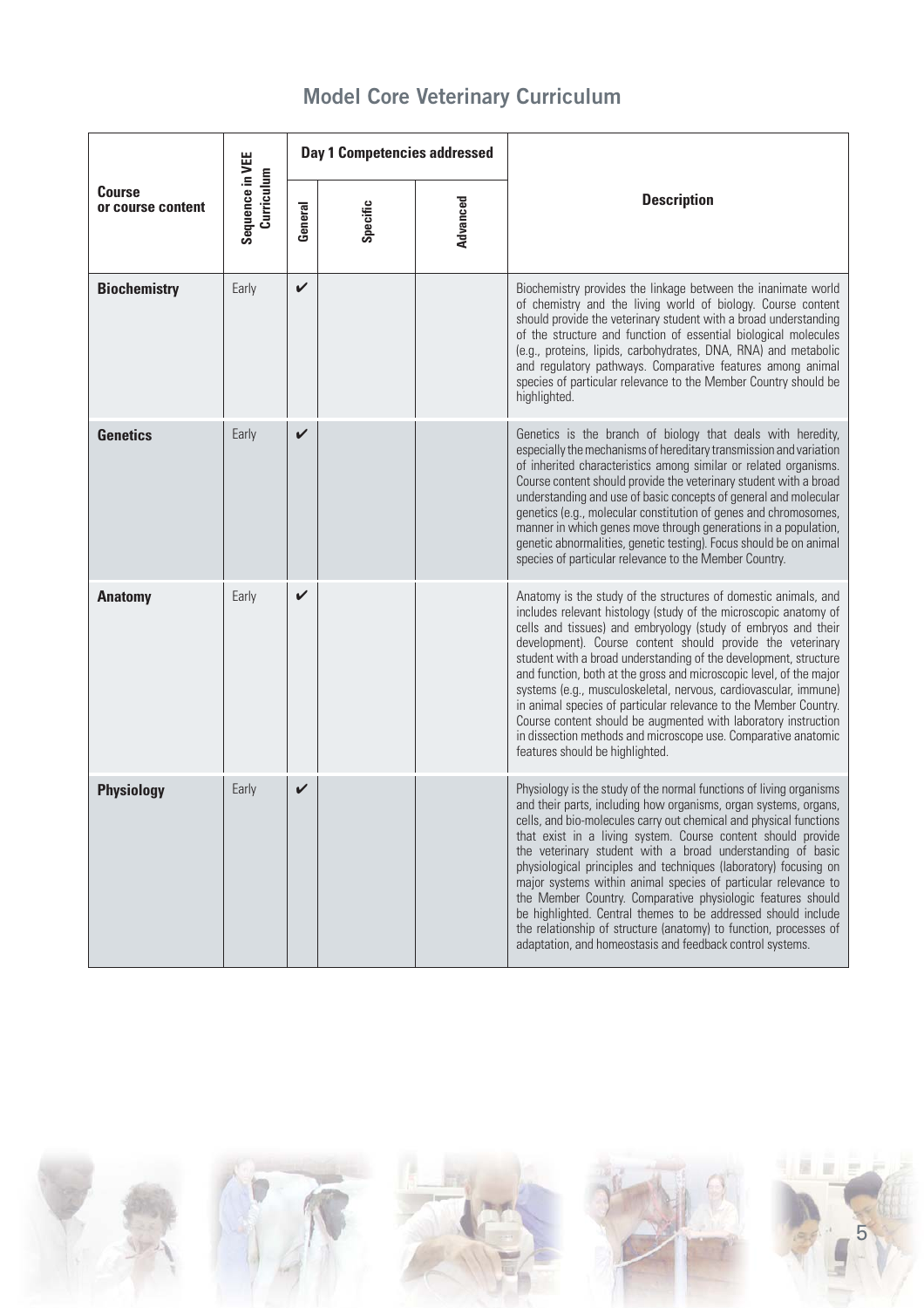# Model Core Veterinary Curriculum

| Course or course content | Sequence in VEE Curriculum | Day 1 Competencies addressed | | | Description |
|---|---|---|---|---|---|
| | | General | Specific | Advanced | |
| **Biochemistry** | Early | ✔ | | | Biochemistry provides the linkage between the inanimate world of chemistry and the living world of biology. Course content should provide the veterinary student with a broad understanding of the structure and function of essential biological molecules (e.g., proteins, lipids, carbohydrates, DNA, RNA) and metabolic and regulatory pathways. Comparative features among animal species of particular relevance to the Member Country should be highlighted. |
| **Genetics** | Early | ✔ | | | Genetics is the branch of biology that deals with heredity, especially the mechanisms of hereditary transmission and variation of inherited characteristics among similar or related organisms. Course content should provide the veterinary student with a broad understanding and use of basic concepts of general and molecular genetics (e.g., molecular constitution of genes and chromosomes, manner in which genes move through generations in a population, genetic abnormalities, genetic testing). Focus should be on animal species of particular relevance to the Member Country. |
| **Anatomy** | Early | ✔ | | | Anatomy is the study of the structures of domestic animals, and includes relevant histology (study of the microscopic anatomy of cells and tissues) and embryology (study of embryos and their development). Course content should provide the veterinary student with a broad understanding of the development, structure and function, both at the gross and microscopic level, of the major systems (e.g., musculoskeletal, nervous, cardiovascular, immune) in animal species of particular relevance to the Member Country. Course content should be augmented with laboratory instruction in dissection methods and microscope use. Comparative anatomic features should be highlighted. |
| **Physiology** | Early | ✔ | | | Physiology is the study of the normal functions of living organisms and their parts, including how organisms, organ systems, organs, cells, and bio-molecules carry out chemical and physical functions that exist in a living system. Course content should provide the veterinary student with a broad understanding of basic physiological principles and techniques (laboratory) focusing on major systems within animal species of particular relevance to the Member Country. Comparative physiologic features should be highlighted. Central themes to be addressed should include the relationship of structure (anatomy) to function, processes of adaptation, and homeostasis and feedback control systems. |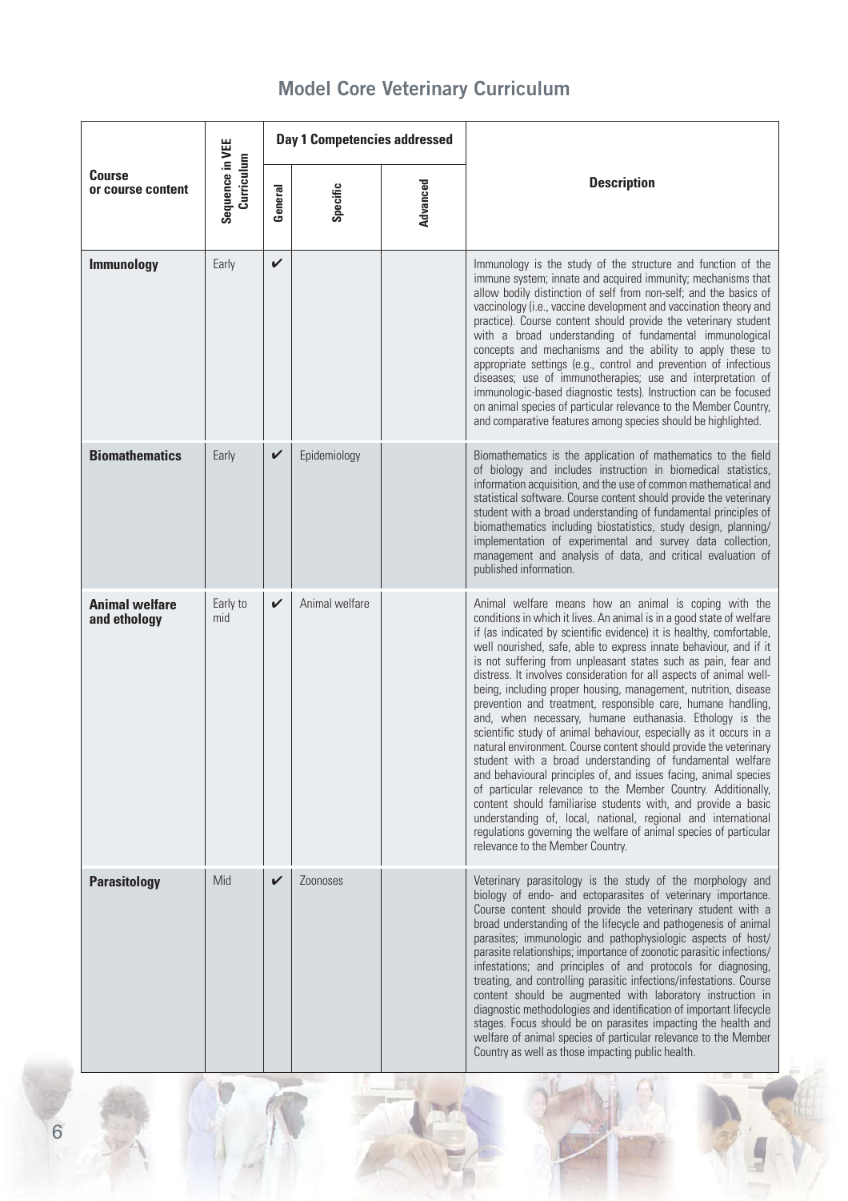# Model Core Veterinary Curriculum

| Course or course content | Sequence in VEE Curriculum | Day 1 Competencies addressed | | | Description |
|---|---|---|---|---|---|
| | | General | Specific | Advanced | |
| **Immunology** | Early | ✔ | | | Immunology is the study of the structure and function of the immune system; innate and acquired immunity; mechanisms that allow bodily distinction of self from non-self; and the basics of vaccinology (i.e., vaccine development and vaccination theory and practice). Course content should provide the veterinary student with a broad understanding of fundamental immunological concepts and mechanisms and the ability to apply these to appropriate settings (e.g., control and prevention of infectious diseases; use of immunotherapies; use and interpretation of immunologic-based diagnostic tests). Instruction can be focused on animal species of particular relevance to the Member Country, and comparative features among species should be highlighted. |
| **Biomathematics** | Early | ✔ | Epidemiology | | Biomathematics is the application of mathematics to the field of biology and includes instruction in biomedical statistics, information acquisition, and the use of common mathematical and statistical software. Course content should provide the veterinary student with a broad understanding of fundamental principles of biomathematics including biostatistics, study design, planning/implementation of experimental and survey data collection, management and analysis of data, and critical evaluation of published information. |
| **Animal welfare and ethology** | Early to mid | ✔ | Animal welfare | | Animal welfare means how an animal is coping with the conditions in which it lives. An animal is in a good state of welfare if (as indicated by scientific evidence) it is healthy, comfortable, well nourished, safe, able to express innate behaviour, and if it is not suffering from unpleasant states such as pain, fear and distress. It involves consideration for all aspects of animal well-being, including proper housing, management, nutrition, disease prevention and treatment, responsible care, humane handling, and, when necessary, humane euthanasia. Ethology is the scientific study of animal behaviour, especially as it occurs in a natural environment. Course content should provide the veterinary student with a broad understanding of fundamental welfare and behavioural principles of, and issues facing, animal species of particular relevance to the Member Country. Additionally, content should familiarise students with, and provide a basic understanding of, local, national, regional and international regulations governing the welfare of animal species of particular relevance to the Member Country. |
| **Parasitology** | Mid | ✔ | Zoonoses | | Veterinary parasitology is the study of the morphology and biology of endo- and ectoparasites of veterinary importance. Course content should provide the veterinary student with a broad understanding of the lifecycle and pathogenesis of animal parasites; immunologic and pathophysiologic aspects of host/parasite relationships; importance of zoonotic parasitic infections/infestations; and principles of and protocols for diagnosing, treating, and controlling parasitic infections/infestations. Course content should be augmented with laboratory instruction in diagnostic methodologies and identification of important lifecycle stages. Focus should be on parasites impacting the health and welfare of animal species of particular relevance to the Member Country as well as those impacting public health. |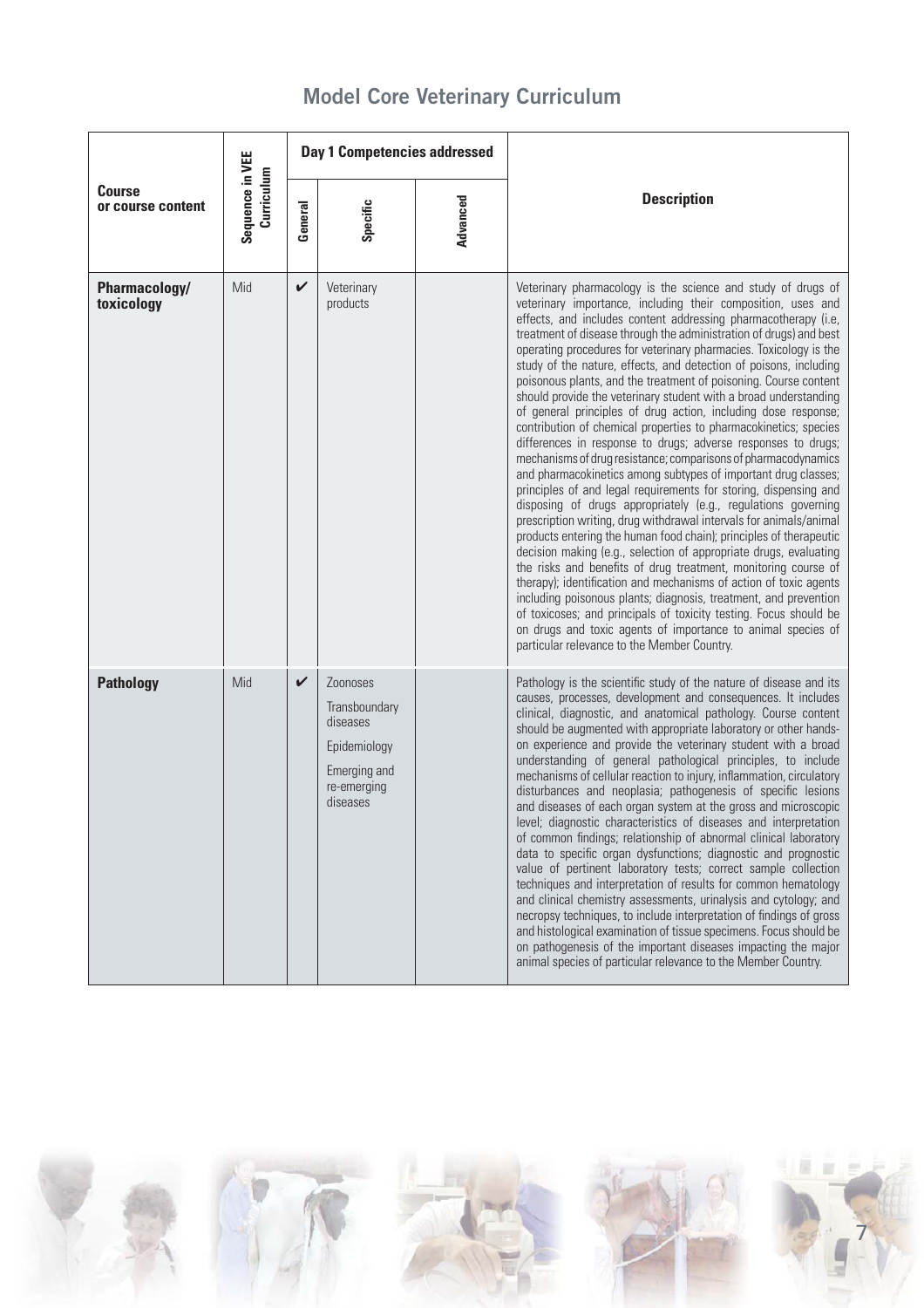## Model Core Veterinary Curriculum

| Course or course content | Sequence in VEE Curriculum | Day 1 Competencies addressed | | | Description |
|---|---|---|---|---|---|
| | | General | Specific | Advanced | |
| **Pharmacology/ toxicology** | Mid | ✔ | Veterinary products | | Veterinary pharmacology is the science and study of drugs of veterinary importance, including their composition, uses and effects, and includes content addressing pharmacotherapy (i.e, treatment of disease through the administration of drugs) and best operating procedures for veterinary pharmacies. Toxicology is the study of the nature, effects, and detection of poisons, including poisonous plants, and the treatment of poisoning. Course content should provide the veterinary student with a broad understanding of general principles of drug action, including dose response; contribution of chemical properties to pharmacokinetics; species differences in response to drugs; adverse responses to drugs; mechanisms of drug resistance; comparisons of pharmacodynamics and pharmacokinetics among subtypes of important drug classes; principles of and legal requirements for storing, dispensing and disposing of drugs appropriately (e.g., regulations governing prescription writing, drug withdrawal intervals for animals/animal products entering the human food chain); principles of therapeutic decision making (e.g., selection of appropriate drugs, evaluating the risks and benefits of drug treatment, monitoring course of therapy); identification and mechanisms of action of toxic agents including poisonous plants; diagnosis, treatment, and prevention of toxicoses; and principals of toxicity testing. Focus should be on drugs and toxic agents of importance to animal species of particular relevance to the Member Country. |
| **Pathology** | Mid | ✔ | Zoonoses<br>Transboundary diseases<br>Epidemiology<br>Emerging and re-emerging diseases | | Pathology is the scientific study of the nature of disease and its causes, processes, development and consequences. It includes clinical, diagnostic, and anatomical pathology. Course content should be augmented with appropriate laboratory or other hands-on experience and provide the veterinary student with a broad understanding of general pathological principles, to include mechanisms of cellular reaction to injury, inflammation, circulatory disturbances and neoplasia; pathogenesis of specific lesions and diseases of each organ system at the gross and microscopic level; diagnostic characteristics of diseases and interpretation of common findings; relationship of abnormal clinical laboratory data to specific organ dysfunctions; diagnostic and prognostic value of pertinent laboratory tests; correct sample collection techniques and interpretation of results for common hematology and clinical chemistry assessments, urinalysis and cytology; and necropsy techniques, to include interpretation of findings of gross and histological examination of tissue specimens. Focus should be on pathogenesis of the important diseases impacting the major animal species of particular relevance to the Member Country. |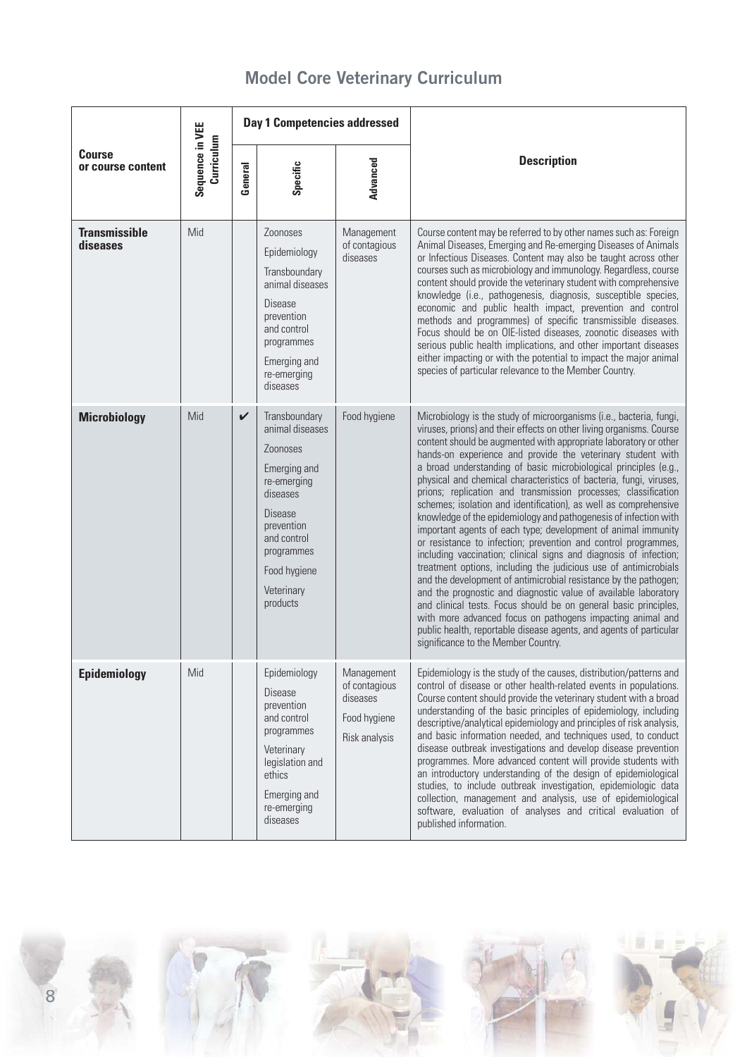# Model Core Veterinary Curriculum

| Course or course content | Sequence in VEE Curriculum | Day 1 Competencies addressed | | | Description |
|---|---|---|---|---|---|
| | | General | Specific | Advanced | |
| **Transmissible diseases** | Mid | | Zoonoses<br>Epidemiology<br>Transboundary animal diseases<br>Disease prevention and control programmes<br>Emerging and re-emerging diseases | Management of contagious diseases | Course content may be referred to by other names such as: Foreign Animal Diseases, Emerging and Re-emerging Diseases of Animals or Infectious Diseases. Content may also be taught across other courses such as microbiology and immunology. Regardless, course content should provide the veterinary student with comprehensive knowledge (i.e., pathogenesis, diagnosis, susceptible species, economic and public health impact, prevention and control methods and programmes) of specific transmissible diseases. Focus should be on OIE-listed diseases, zoonotic diseases with serious public health implications, and other important diseases either impacting or with the potential to impact the major animal species of particular relevance to the Member Country. |
| **Microbiology** | Mid | ✔ | Transboundary animal diseases<br>Zoonoses<br>Emerging and re-emerging diseases<br>Disease prevention and control programmes<br>Food hygiene<br>Veterinary products | Food hygiene | Microbiology is the study of microorganisms (i.e., bacteria, fungi, viruses, prions) and their effects on other living organisms. Course content should be augmented with appropriate laboratory or other hands-on experience and provide the veterinary student with a broad understanding of basic microbiological principles (e.g., physical and chemical characteristics of bacteria, fungi, viruses, prions; replication and transmission processes; classification schemes; isolation and identification), as well as comprehensive knowledge of the epidemiology and pathogenesis of infection with important agents of each type; development of animal immunity or resistance to infection; prevention and control programmes, including vaccination; clinical signs and diagnosis of infection; treatment options, including the judicious use of antimicrobials and the development of antimicrobial resistance by the pathogen; and the prognostic and diagnostic value of available laboratory and clinical tests. Focus should be on general basic principles, with more advanced focus on pathogens impacting animal and public health, reportable disease agents, and agents of particular significance to the Member Country. |
| **Epidemiology** | Mid | | Epidemiology<br>Disease prevention and control programmes<br>Veterinary legislation and ethics<br>Emerging and re-emerging diseases | Management of contagious diseases<br>Food hygiene<br>Risk analysis | Epidemiology is the study of the causes, distribution/patterns and control of disease or other health-related events in populations. Course content should provide the veterinary student with a broad understanding of the basic principles of epidemiology, including descriptive/analytical epidemiology and principles of risk analysis, and basic information needed, and techniques used, to conduct disease outbreak investigations and develop disease prevention programmes. More advanced content will provide students with an introductory understanding of the design of epidemiological studies, to include outbreak investigation, epidemiologic data collection, management and analysis, use of epidemiological software, evaluation of analyses and critical evaluation of published information. |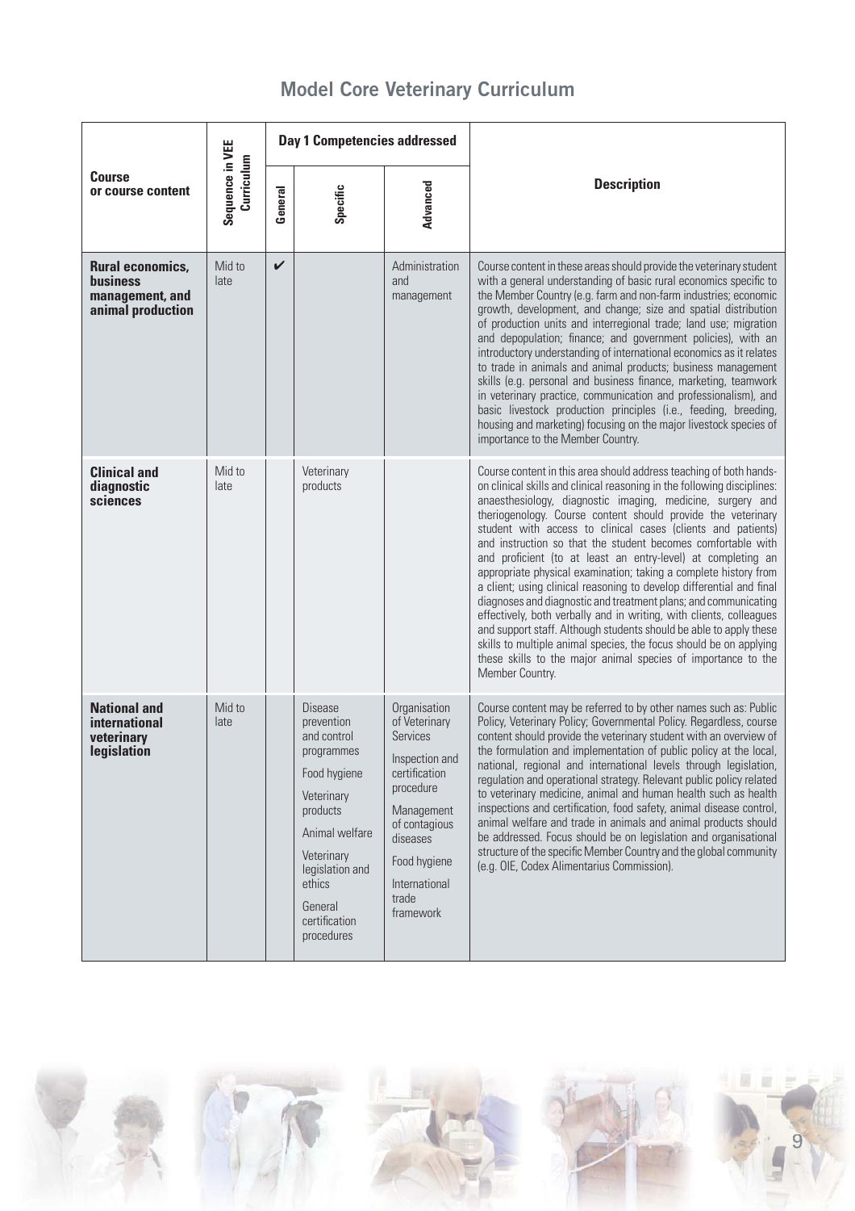# Model Core Veterinary Curriculum

| Course or course content | Sequence in VEE Curriculum | Day 1 Competencies addressed | | | Description |
|---|---|---|---|---|---|
| | | General | Specific | Advanced | |
| **Rural economics, business management, and animal production** | Mid to late | ✔ | | Administration and management | Course content in these areas should provide the veterinary student with a general understanding of basic rural economics specific to the Member Country (e.g. farm and non-farm industries; economic growth, development, and change; size and spatial distribution of production units and interregional trade; land use; migration and depopulation; finance; and government policies), with an introductory understanding of international economics as it relates to trade in animals and animal products; business management skills (e.g. personal and business finance, marketing, teamwork in veterinary practice, communication and professionalism), and basic livestock production principles (i.e., feeding, breeding, housing and marketing) focusing on the major livestock species of importance to the Member Country. |
| **Clinical and diagnostic sciences** | Mid to late | | Veterinary products | | Course content in this area should address teaching of both hands-on clinical skills and clinical reasoning in the following disciplines: anaesthesiology, diagnostic imaging, medicine, surgery and theriogenology. Course content should provide the veterinary student with access to clinical cases (clients and patients) and instruction so that the student becomes comfortable with and proficient (to at least an entry-level) at completing an appropriate physical examination; taking a complete history from a client; using clinical reasoning to develop differential and final diagnoses and diagnostic and treatment plans; and communicating effectively, both verbally and in writing, with clients, colleagues and support staff. Although students should be able to apply these skills to multiple animal species, the focus should be on applying these skills to the major animal species of importance to the Member Country. |
| **National and international veterinary legislation** | Mid to late | | Disease prevention and control programmes<br><br>Food hygiene<br><br>Veterinary products<br><br>Animal welfare<br><br>Veterinary legislation and ethics<br><br>General certification procedures | Organisation of Veterinary Services<br><br>Inspection and certification procedure<br><br>Management of contagious diseases<br><br>Food hygiene<br><br>International trade framework | Course content may be referred to by other names such as: Public Policy, Veterinary Policy; Governmental Policy. Regardless, course content should provide the veterinary student with an overview of the formulation and implementation of public policy at the local, national, regional and international levels through legislation, regulation and operational strategy. Relevant public policy related to veterinary medicine, animal and human health such as health inspections and certification, food safety, animal disease control, animal welfare and trade in animals and animal products should be addressed. Focus should be on legislation and organisational structure of the specific Member Country and the global community (e.g. OIE, Codex Alimentarius Commission). |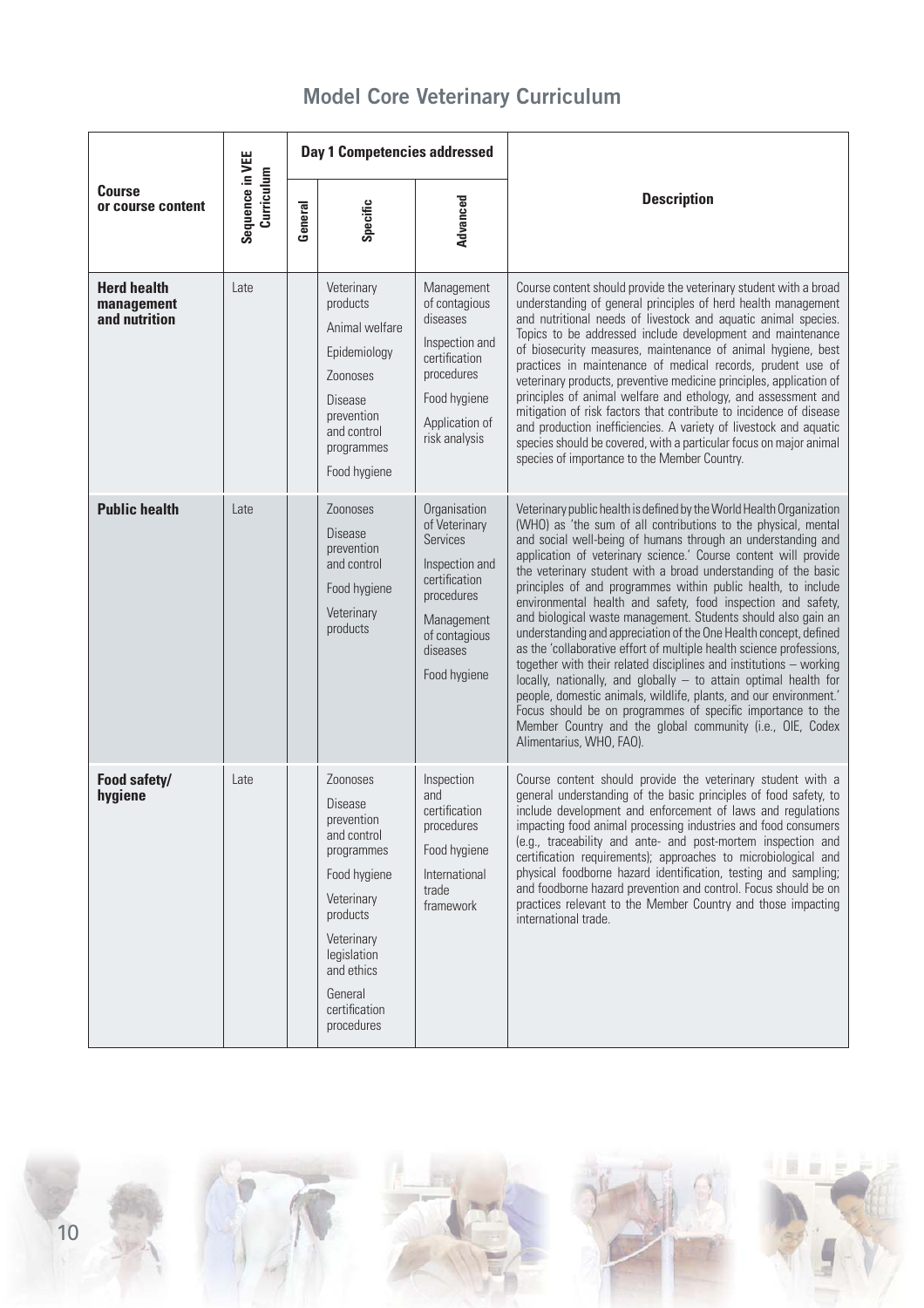## Model Core Veterinary Curriculum

| Course or course content | Sequence in VEE Curriculum | Day 1 Competencies addressed | | | Description |
|---|---|---|---|---|---|
| | | General | Specific | Advanced | |
| **Herd health management and nutrition** | Late | | Veterinary products<br>Animal welfare<br>Epidemiology<br>Zoonoses<br>Disease prevention and control programmes<br>Food hygiene | Management of contagious diseases<br>Inspection and certification procedures<br>Food hygiene<br>Application of risk analysis | Course content should provide the veterinary student with a broad understanding of general principles of herd health management and nutritional needs of livestock and aquatic animal species. Topics to be addressed include development and maintenance of biosecurity measures, maintenance of animal hygiene, best practices in maintenance of medical records, prudent use of veterinary products, preventive medicine principles, application of principles of animal welfare and ethology, and assessment and mitigation of risk factors that contribute to incidence of disease and production inefficiencies. A variety of livestock and aquatic species should be covered, with a particular focus on major animal species of importance to the Member Country. |
| **Public health** | Late | | Zoonoses<br>Disease prevention and control<br>Food hygiene<br>Veterinary products | Organisation of Veterinary Services<br>Inspection and certification procedures<br>Management of contagious diseases<br>Food hygiene | Veterinary public health is defined by the World Health Organization (WHO) as 'the sum of all contributions to the physical, mental and social well-being of humans through an understanding and application of veterinary science.' Course content will provide the veterinary student with a broad understanding of the basic principles of and programmes within public health, to include environmental health and safety, food inspection and safety, and biological waste management. Students should also gain an understanding and appreciation of the One Health concept, defined as the 'collaborative effort of multiple health science professions, together with their related disciplines and institutions – working locally, nationally, and globally – to attain optimal health for people, domestic animals, wildlife, plants, and our environment.' Focus should be on programmes of specific importance to the Member Country and the global community (i.e., OIE, Codex Alimentarius, WHO, FAO). |
| **Food safety/ hygiene** | Late | | Zoonoses<br>Disease prevention and control programmes<br>Food hygiene<br>Veterinary products<br>Veterinary legislation and ethics<br>General certification procedures | Inspection and certification procedures<br>Food hygiene<br>International trade framework | Course content should provide the veterinary student with a general understanding of the basic principles of food safety, to include development and enforcement of laws and regulations impacting food animal processing industries and food consumers (e.g., traceability and ante- and post-mortem inspection and certification requirements); approaches to microbiological and physical foodborne hazard identification, testing and sampling; and foodborne hazard prevention and control. Focus should be on practices relevant to the Member Country and those impacting international trade. |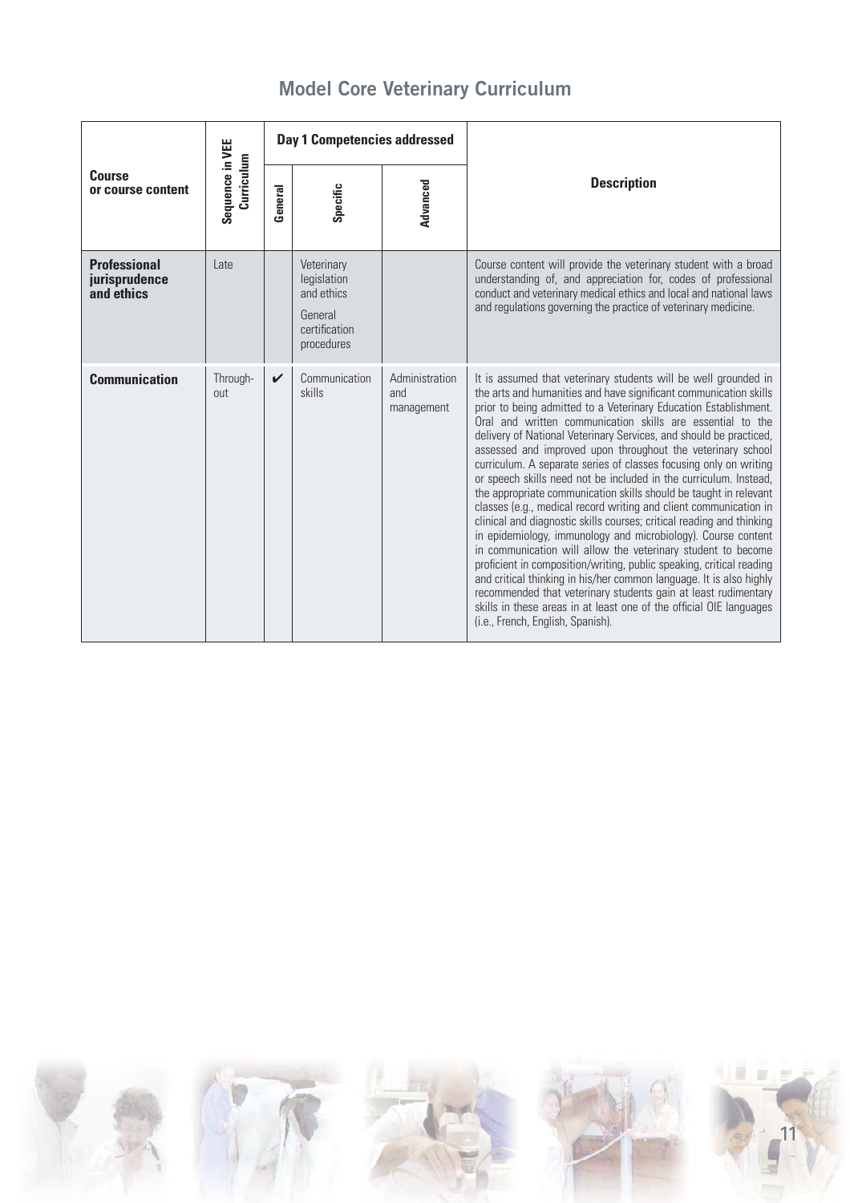# Model Core Veterinary Curriculum

| Course or course content | Sequence in VEE Curriculum | Day 1 Competencies addressed | | | Description |
|---|---|---|---|---|---|
| | | General | Specific | Advanced | |
| **Professional jurisprudence and ethics** | Late | | Veterinary legislation and ethics<br><br>General certification procedures | | Course content will provide the veterinary student with a broad understanding of, and appreciation for, codes of professional conduct and veterinary medical ethics and local and national laws and regulations governing the practice of veterinary medicine. |
| **Communication** | Through-out | ✔ | Communication skills | Administration and management | It is assumed that veterinary students will be well grounded in the arts and humanities and have significant communication skills prior to being admitted to a Veterinary Education Establishment. Oral and written communication skills are essential to the delivery of National Veterinary Services, and should be practiced, assessed and improved upon throughout the veterinary school curriculum. A separate series of classes focusing only on writing or speech skills need not be included in the curriculum. Instead, the appropriate communication skills should be taught in relevant classes (e.g., medical record writing and client communication in clinical and diagnostic skills courses; critical reading and thinking in epidemiology, immunology and microbiology). Course content in communication will allow the veterinary student to become proficient in composition/writing, public speaking, critical reading and critical thinking in his/her common language. It is also highly recommended that veterinary students gain at least rudimentary skills in these areas in at least one of the official OIE languages (i.e., French, English, Spanish). |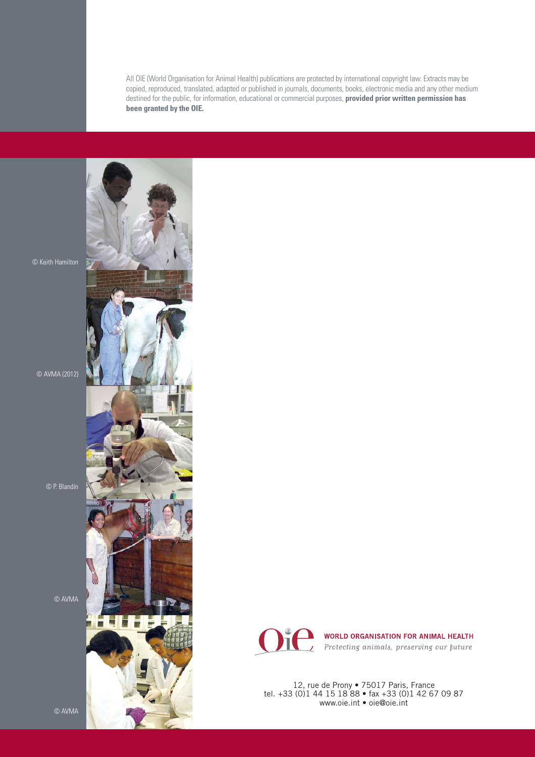All OIE (World Organisation for Animal Health) publications are protected by international copyright law. Extracts may be copied, reproduced, translated, adapted or published in journals, documents, books, electronic media and any other medium destined for the public, for information, educational or commercial purposes, **provided prior written permission has been granted by the OIE.**

© Keith Hamilton

© AVMA (2012)

© P. Blandín

© AVMA

© AVMA

**WORLD ORGANISATION FOR ANIMAL HEALTH**

*Protecting animals, preserving our future*

12, rue de Prony • 75017 Paris, France
tel. +33 (0)1 44 15 18 88 • fax +33 (0)1 42 67 09 87
www.oie.int • oie@oie.int